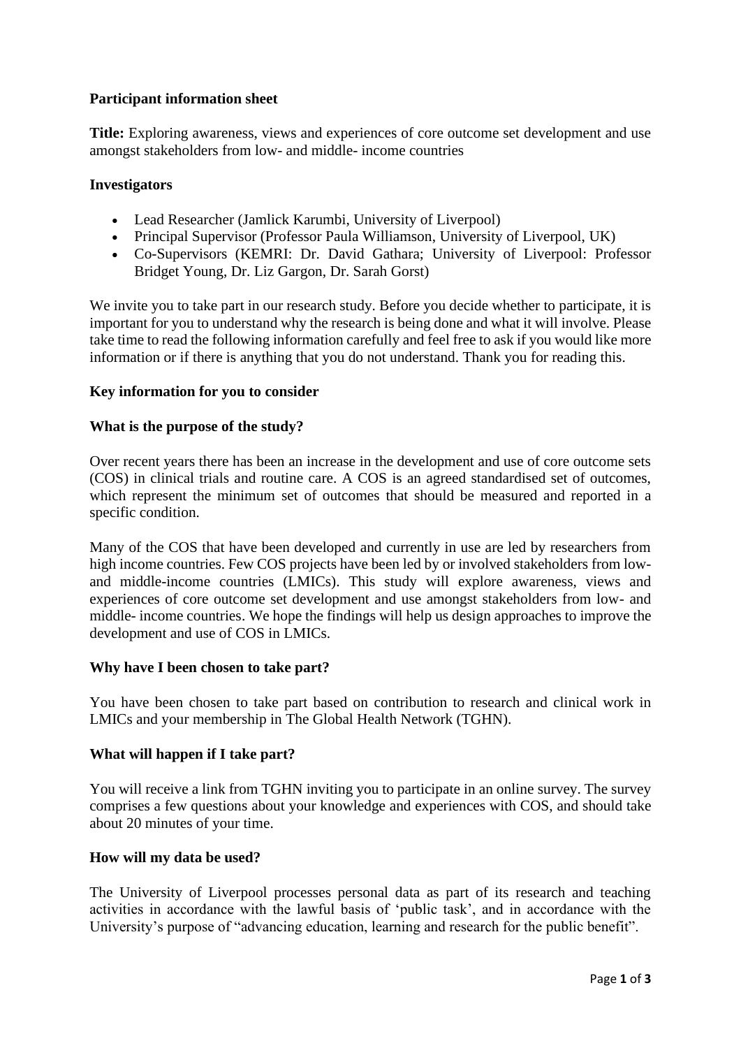# Participant information sheet

**Title:** Exploring awareness, views and experiences of core outcome set development and use amongst stakeholders from low- and middle- income countries

## Investigators

- Lead Researcher (Jamlick Karumbi, University of Liverpool)
- Principal Supervisor (Professor Paula Williamson, University of Liverpool, UK)
- Co-Supervisors (KEMRI: Dr. David Gathara; University of Liverpool: Professor Bridget Young, Dr. Liz Gargon, Dr. Sarah Gorst)

We invite you to take part in our research study. Before you decide whether to participate, it is important for you to understand why the research is being done and what it will involve. Please take time to read the following information carefully and feel free to ask if you would like more information or if there is anything that you do not understand. Thank you for reading this.

## Key information for you to consider

### What is the purpose of the study?

Over recent years there has been an increase in the development and use of core outcome sets (COS) in clinical trials and routine care. A COS is an agreed standardised set of outcomes, which represent the minimum set of outcomes that should be measured and reported in a specific condition.

Many of the COS that have been developed and currently in use are led by researchers from high income countries. Few COS projects have been led by or involved stakeholders from low- and middle-income countries (LMICs). This study will explore awareness, views and experiences of core outcome set development and use amongst stakeholders from low- and middle- income countries. We hope the findings will help us design approaches to improve the development and use of COS in LMICs.

### Why have I been chosen to take part?

You have been chosen to take part based on contribution to research and clinical work in LMICs and your membership in The Global Health Network (TGHN).

### What will happen if I take part?

You will receive a link from TGHN inviting you to participate in an online survey. The survey comprises a few questions about your knowledge and experiences with COS, and should take about 20 minutes of your time.

### How will my data be used?

The University of Liverpool processes personal data as part of its research and teaching activities in accordance with the lawful basis of 'public task', and in accordance with the University's purpose of "advancing education, learning and research for the public benefit".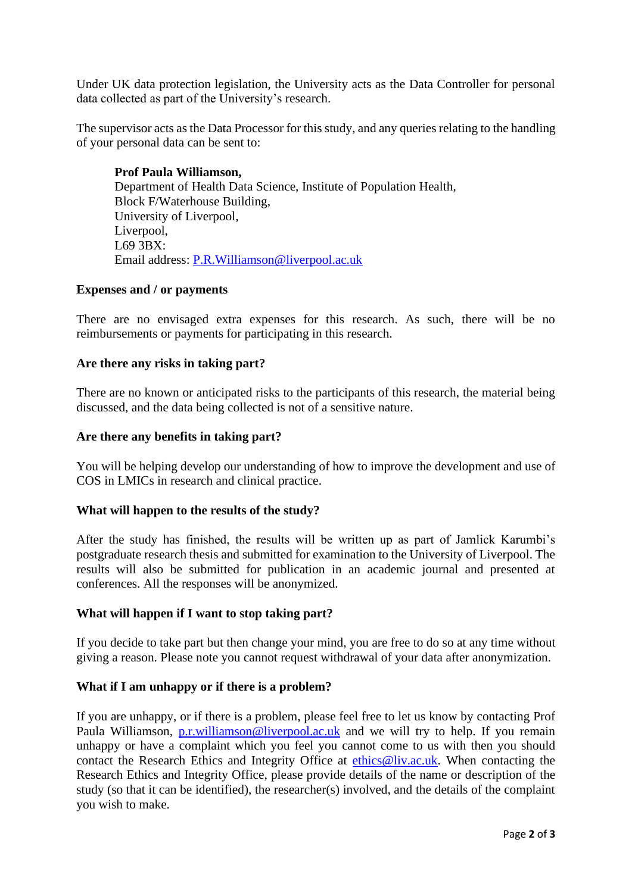Under UK data protection legislation, the University acts as the Data Controller for personal data collected as part of the University's research.

The supervisor acts as the Data Processor for this study, and any queries relating to the handling of your personal data can be sent to:

> **Prof Paula Williamson,**
> Department of Health Data Science, Institute of Population Health,
> Block F/Waterhouse Building,
> University of Liverpool,
> Liverpool,
> L69 3BX:
> Email address: P.R.Williamson@liverpool.ac.uk

**Expenses and / or payments**

There are no envisaged extra expenses for this research. As such, there will be no reimbursements or payments for participating in this research.

**Are there any risks in taking part?**

There are no known or anticipated risks to the participants of this research, the material being discussed, and the data being collected is not of a sensitive nature.

**Are there any benefits in taking part?**

You will be helping develop our understanding of how to improve the development and use of COS in LMICs in research and clinical practice.

**What will happen to the results of the study?**

After the study has finished, the results will be written up as part of Jamlick Karumbi's postgraduate research thesis and submitted for examination to the University of Liverpool. The results will also be submitted for publication in an academic journal and presented at conferences. All the responses will be anonymized.

**What will happen if I want to stop taking part?**

If you decide to take part but then change your mind, you are free to do so at any time without giving a reason. Please note you cannot request withdrawal of your data after anonymization.

**What if I am unhappy or if there is a problem?**

If you are unhappy, or if there is a problem, please feel free to let us know by contacting Prof Paula Williamson, p.r.williamson@liverpool.ac.uk and we will try to help. If you remain unhappy or have a complaint which you feel you cannot come to us with then you should contact the Research Ethics and Integrity Office at ethics@liv.ac.uk. When contacting the Research Ethics and Integrity Office, please provide details of the name or description of the study (so that it can be identified), the researcher(s) involved, and the details of the complaint you wish to make.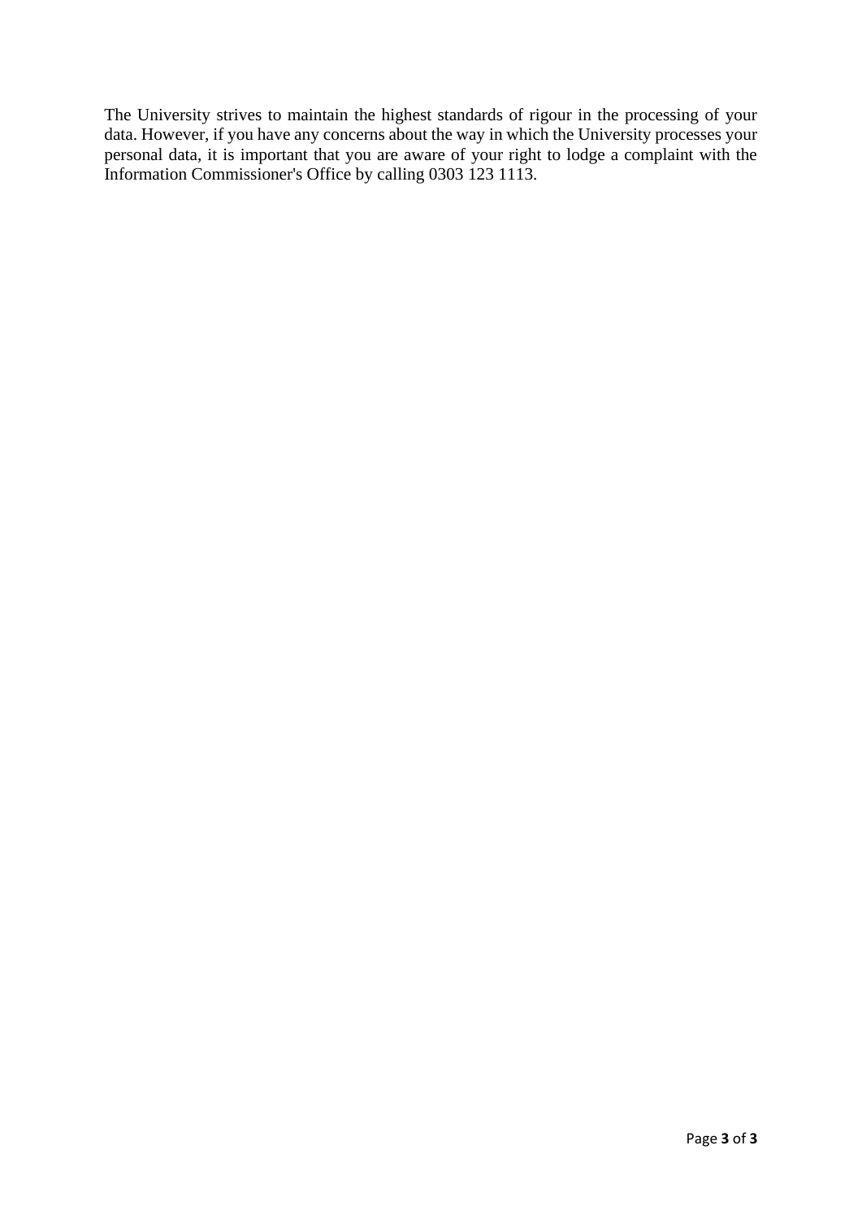The University strives to maintain the highest standards of rigour in the processing of your data. However, if you have any concerns about the way in which the University processes your personal data, it is important that you are aware of your right to lodge a complaint with the Information Commissioner's Office by calling 0303 123 1113.